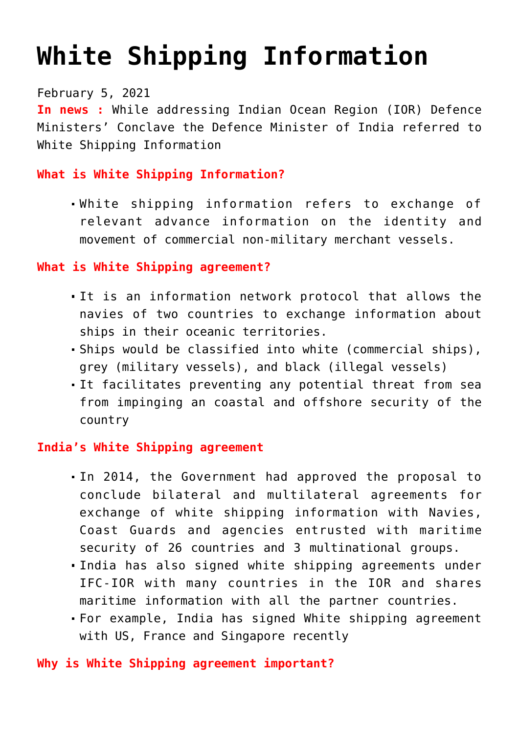# White Shipping Information

February 5, 2021

**In news :** While addressing Indian Ocean Region (IOR) Defence Ministers' Conclave the Defence Minister of India referred to White Shipping Information

**What is White Shipping Information?**

- White shipping information refers to exchange of relevant advance information on the identity and movement of commercial non-military merchant vessels.

**What is White Shipping agreement?**

- It is an information network protocol that allows the navies of two countries to exchange information about ships in their oceanic territories.
- Ships would be classified into white (commercial ships), grey (military vessels), and black (illegal vessels)
- It facilitates preventing any potential threat from sea from impinging an coastal and offshore security of the country

**India's White Shipping agreement**

- In 2014, the Government had approved the proposal to conclude bilateral and multilateral agreements for exchange of white shipping information with Navies, Coast Guards and agencies entrusted with maritime security of 26 countries and 3 multinational groups.
- India has also signed white shipping agreements under IFC-IOR with many countries in the IOR and shares maritime information with all the partner countries.
- For example, India has signed White shipping agreement with US, France and Singapore recently

**Why is White Shipping agreement important?**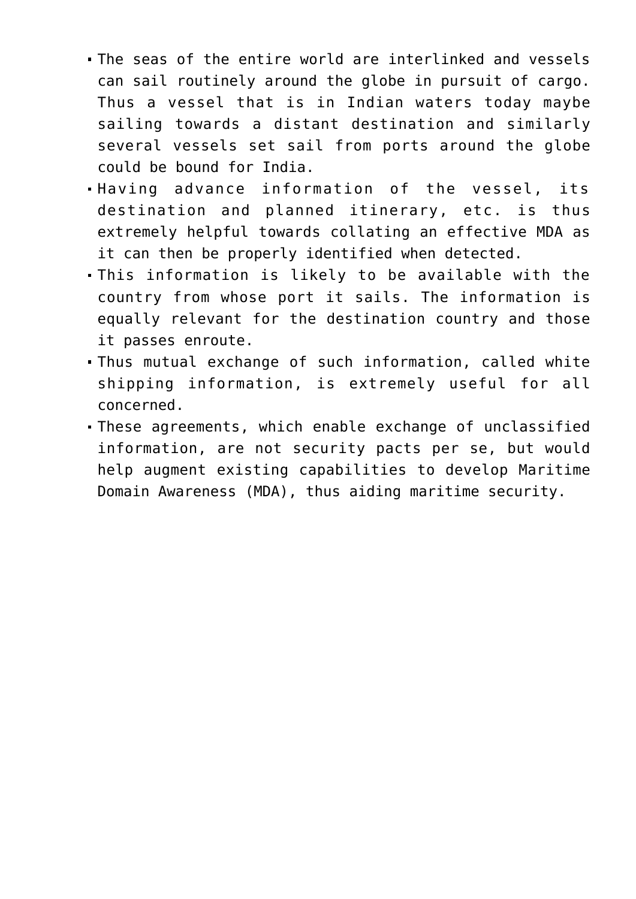- The seas of the entire world are interlinked and vessels can sail routinely around the globe in pursuit of cargo. Thus a vessel that is in Indian waters today maybe sailing towards a distant destination and similarly several vessels set sail from ports around the globe could be bound for India.
- Having advance information of the vessel, its destination and planned itinerary, etc. is thus extremely helpful towards collating an effective MDA as it can then be properly identified when detected.
- This information is likely to be available with the country from whose port it sails. The information is equally relevant for the destination country and those it passes enroute.
- Thus mutual exchange of such information, called white shipping information, is extremely useful for all concerned.
- These agreements, which enable exchange of unclassified information, are not security pacts per se, but would help augment existing capabilities to develop Maritime Domain Awareness (MDA), thus aiding maritime security.